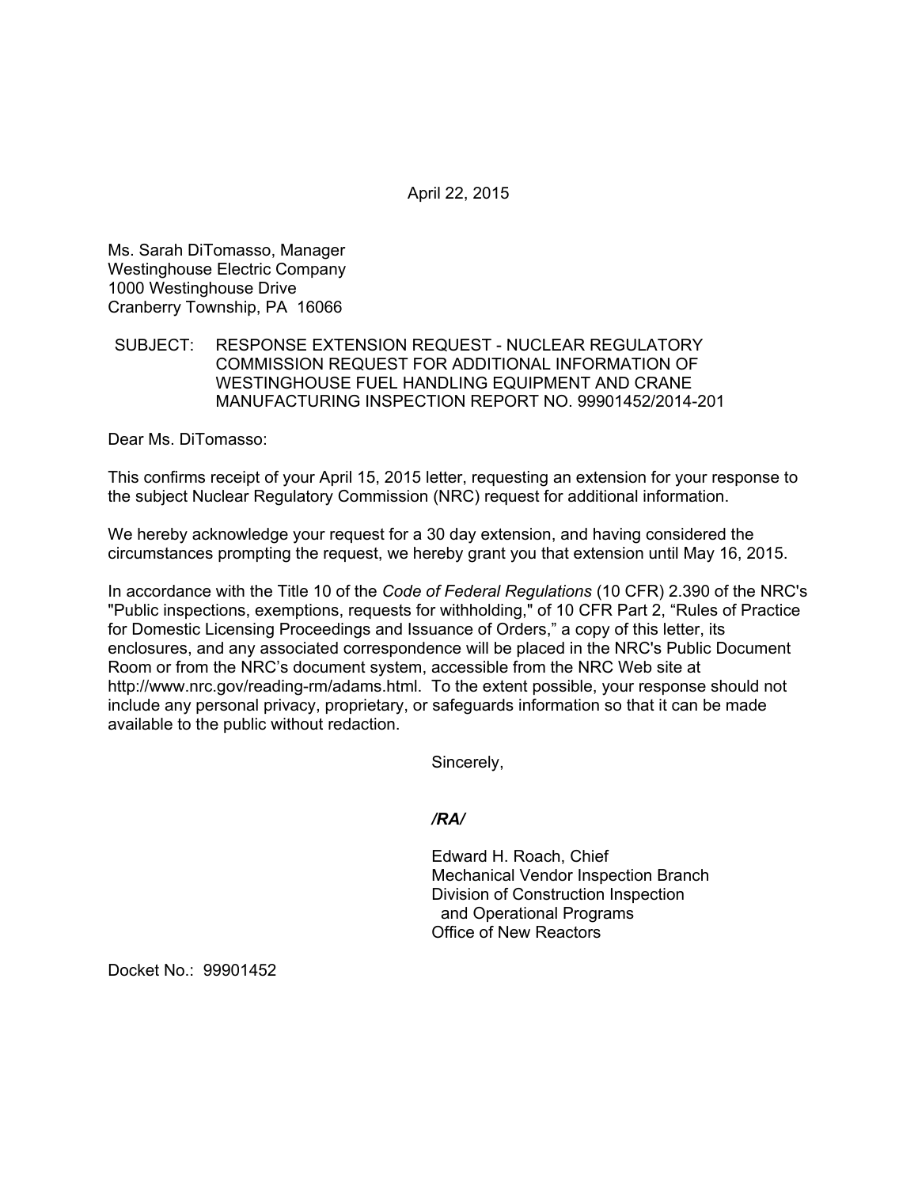April 22, 2015

Ms. Sarah DiTomasso, Manager
Westinghouse Electric Company
1000 Westinghouse Drive
Cranberry Township, PA 16066

SUBJECT: RESPONSE EXTENSION REQUEST - NUCLEAR REGULATORY COMMISSION REQUEST FOR ADDITIONAL INFORMATION OF WESTINGHOUSE FUEL HANDLING EQUIPMENT AND CRANE MANUFACTURING INSPECTION REPORT NO. 99901452/2014-201

Dear Ms. DiTomasso:

This confirms receipt of your April 15, 2015 letter, requesting an extension for your response to the subject Nuclear Regulatory Commission (NRC) request for additional information.

We hereby acknowledge your request for a 30 day extension, and having considered the circumstances prompting the request, we hereby grant you that extension until May 16, 2015.

In accordance with the Title 10 of the *Code of Federal Regulations* (10 CFR) 2.390 of the NRC's "Public inspections, exemptions, requests for withholding," of 10 CFR Part 2, "Rules of Practice for Domestic Licensing Proceedings and Issuance of Orders," a copy of this letter, its enclosures, and any associated correspondence will be placed in the NRC's Public Document Room or from the NRC's document system, accessible from the NRC Web site at http://www.nrc.gov/reading-rm/adams.html. To the extent possible, your response should not include any personal privacy, proprietary, or safeguards information so that it can be made available to the public without redaction.

Sincerely,

***/RA/***

Edward H. Roach, Chief
Mechanical Vendor Inspection Branch
Division of Construction Inspection
and Operational Programs
Office of New Reactors

Docket No.: 99901452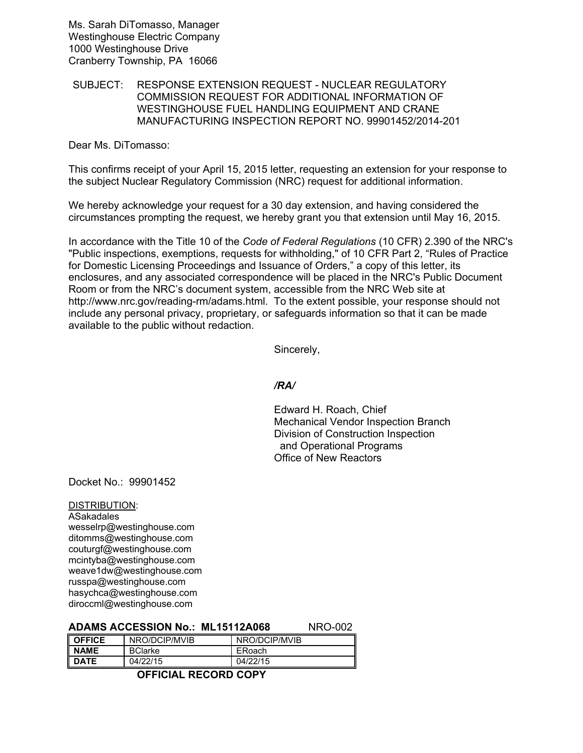Ms. Sarah DiTomasso, Manager
Westinghouse Electric Company
1000 Westinghouse Drive
Cranberry Township, PA 16066

SUBJECT: RESPONSE EXTENSION REQUEST - NUCLEAR REGULATORY COMMISSION REQUEST FOR ADDITIONAL INFORMATION OF WESTINGHOUSE FUEL HANDLING EQUIPMENT AND CRANE MANUFACTURING INSPECTION REPORT NO. 99901452/2014-201

Dear Ms. DiTomasso:

This confirms receipt of your April 15, 2015 letter, requesting an extension for your response to the subject Nuclear Regulatory Commission (NRC) request for additional information.

We hereby acknowledge your request for a 30 day extension, and having considered the circumstances prompting the request, we hereby grant you that extension until May 16, 2015.

In accordance with the Title 10 of the *Code of Federal Regulations* (10 CFR) 2.390 of the NRC's "Public inspections, exemptions, requests for withholding," of 10 CFR Part 2, "Rules of Practice for Domestic Licensing Proceedings and Issuance of Orders," a copy of this letter, its enclosures, and any associated correspondence will be placed in the NRC's Public Document Room or from the NRC's document system, accessible from the NRC Web site at http://www.nrc.gov/reading-rm/adams.html. To the extent possible, your response should not include any personal privacy, proprietary, or safeguards information so that it can be made available to the public without redaction.

Sincerely,

*/RA/*

Edward H. Roach, Chief
Mechanical Vendor Inspection Branch
Division of Construction Inspection
and Operational Programs
Office of New Reactors

Docket No.: 99901452

DISTRIBUTION:
ASakadales
wesselrp@westinghouse.com
ditomms@westinghouse.com
couturgf@westinghouse.com
mcintyba@westinghouse.com
weave1dw@westinghouse.com
russpa@westinghouse.com
hasychca@westinghouse.com
diroccml@westinghouse.com

**ADAMS ACCESSION No.: ML15112A068** NRO-002

| | | |
|---|---|---|
| **OFFICE** | NRO/DCIP/MVIB | NRO/DCIP/MVIB |
| **NAME** | BClarke | ERoach |
| **DATE** | 04/22/15 | 04/22/15 |

**OFFICIAL RECORD COPY**